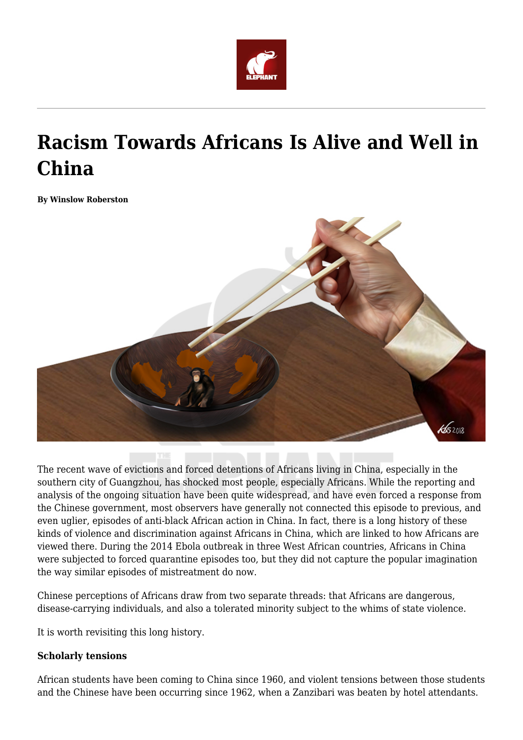# Racism Towards Africans Is Alive and Well in China

**By Winslow Roberston**

The recent wave of evictions and forced detentions of Africans living in China, especially in the southern city of Guangzhou, has shocked most people, especially Africans. While the reporting and analysis of the ongoing situation have been quite widespread, and have even forced a response from the Chinese government, most observers have generally not connected this episode to previous, and even uglier, episodes of anti-black African action in China. In fact, there is a long history of these kinds of violence and discrimination against Africans in China, which are linked to how Africans are viewed there. During the 2014 Ebola outbreak in three West African countries, Africans in China were subjected to forced quarantine episodes too, but they did not capture the popular imagination the way similar episodes of mistreatment do now.

Chinese perceptions of Africans draw from two separate threads: that Africans are dangerous, disease-carrying individuals, and also a tolerated minority subject to the whims of state violence.

It is worth revisiting this long history.

**Scholarly tensions**

African students have been coming to China since 1960, and violent tensions between those students and the Chinese have been occurring since 1962, when a Zanzibari was beaten by hotel attendants.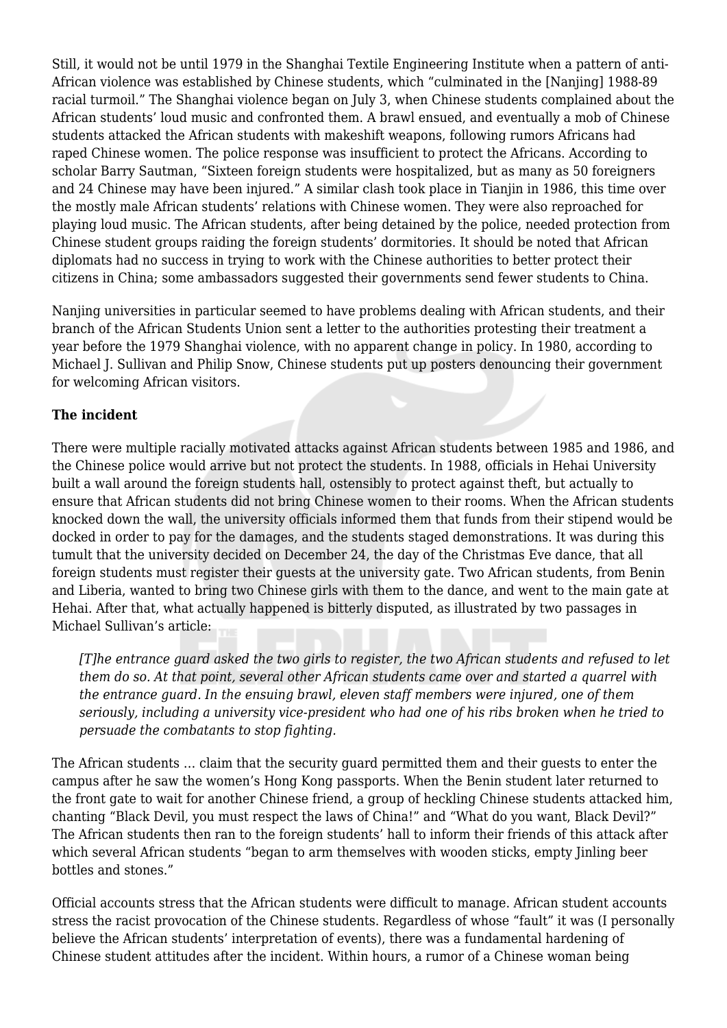Still, it would not be until 1979 in the Shanghai Textile Engineering Institute when a pattern of anti-African violence was established by Chinese students, which "culminated in the [Nanjing] 1988-89 racial turmoil." The Shanghai violence began on July 3, when Chinese students complained about the African students' loud music and confronted them. A brawl ensued, and eventually a mob of Chinese students attacked the African students with makeshift weapons, following rumors Africans had raped Chinese women. The police response was insufficient to protect the Africans. According to scholar Barry Sautman, "Sixteen foreign students were hospitalized, but as many as 50 foreigners and 24 Chinese may have been injured." A similar clash took place in Tianjin in 1986, this time over the mostly male African students' relations with Chinese women. They were also reproached for playing loud music. The African students, after being detained by the police, needed protection from Chinese student groups raiding the foreign students' dormitories. It should be noted that African diplomats had no success in trying to work with the Chinese authorities to better protect their citizens in China; some ambassadors suggested their governments send fewer students to China.

Nanjing universities in particular seemed to have problems dealing with African students, and their branch of the African Students Union sent a letter to the authorities protesting their treatment a year before the 1979 Shanghai violence, with no apparent change in policy. In 1980, according to Michael J. Sullivan and Philip Snow, Chinese students put up posters denouncing their government for welcoming African visitors.

**The incident**

There were multiple racially motivated attacks against African students between 1985 and 1986, and the Chinese police would arrive but not protect the students. In 1988, officials in Hehai University built a wall around the foreign students hall, ostensibly to protect against theft, but actually to ensure that African students did not bring Chinese women to their rooms. When the African students knocked down the wall, the university officials informed them that funds from their stipend would be docked in order to pay for the damages, and the students staged demonstrations. It was during this tumult that the university decided on December 24, the day of the Christmas Eve dance, that all foreign students must register their guests at the university gate. Two African students, from Benin and Liberia, wanted to bring two Chinese girls with them to the dance, and went to the main gate at Hehai. After that, what actually happened is bitterly disputed, as illustrated by two passages in Michael Sullivan's article:

> *[T]he entrance guard asked the two girls to register, the two African students and refused to let them do so. At that point, several other African students came over and started a quarrel with the entrance guard. In the ensuing brawl, eleven staff members were injured, one of them seriously, including a university vice-president who had one of his ribs broken when he tried to persuade the combatants to stop fighting.*

The African students … claim that the security guard permitted them and their guests to enter the campus after he saw the women's Hong Kong passports. When the Benin student later returned to the front gate to wait for another Chinese friend, a group of heckling Chinese students attacked him, chanting "Black Devil, you must respect the laws of China!" and "What do you want, Black Devil?" The African students then ran to the foreign students' hall to inform their friends of this attack after which several African students "began to arm themselves with wooden sticks, empty Jinling beer bottles and stones."

Official accounts stress that the African students were difficult to manage. African student accounts stress the racist provocation of the Chinese students. Regardless of whose "fault" it was (I personally believe the African students' interpretation of events), there was a fundamental hardening of Chinese student attitudes after the incident. Within hours, a rumor of a Chinese woman being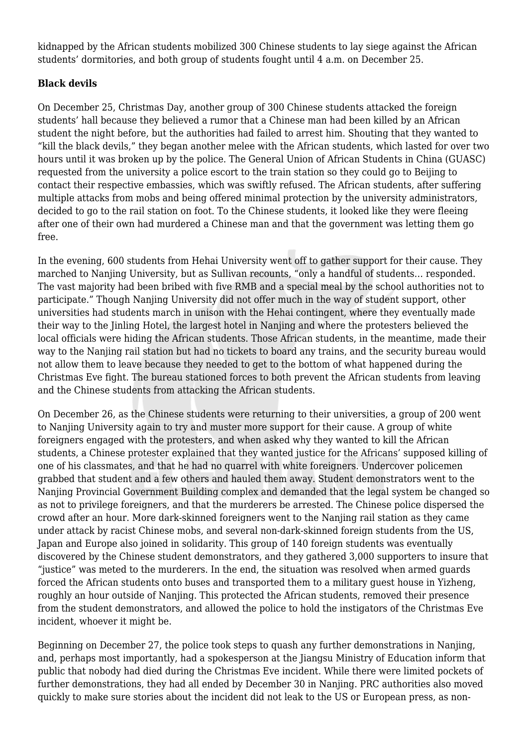kidnapped by the African students mobilized 300 Chinese students to lay siege against the African students' dormitories, and both group of students fought until 4 a.m. on December 25.

**Black devils**

On December 25, Christmas Day, another group of 300 Chinese students attacked the foreign students' hall because they believed a rumor that a Chinese man had been killed by an African student the night before, but the authorities had failed to arrest him. Shouting that they wanted to "kill the black devils," they began another melee with the African students, which lasted for over two hours until it was broken up by the police. The General Union of African Students in China (GUASC) requested from the university a police escort to the train station so they could go to Beijing to contact their respective embassies, which was swiftly refused. The African students, after suffering multiple attacks from mobs and being offered minimal protection by the university administrators, decided to go to the rail station on foot. To the Chinese students, it looked like they were fleeing after one of their own had murdered a Chinese man and that the government was letting them go free.

In the evening, 600 students from Hehai University went off to gather support for their cause. They marched to Nanjing University, but as Sullivan recounts, "only a handful of students… responded. The vast majority had been bribed with five RMB and a special meal by the school authorities not to participate." Though Nanjing University did not offer much in the way of student support, other universities had students march in unison with the Hehai contingent, where they eventually made their way to the Jinling Hotel, the largest hotel in Nanjing and where the protesters believed the local officials were hiding the African students. Those African students, in the meantime, made their way to the Nanjing rail station but had no tickets to board any trains, and the security bureau would not allow them to leave because they needed to get to the bottom of what happened during the Christmas Eve fight. The bureau stationed forces to both prevent the African students from leaving and the Chinese students from attacking the African students.

On December 26, as the Chinese students were returning to their universities, a group of 200 went to Nanjing University again to try and muster more support for their cause. A group of white foreigners engaged with the protesters, and when asked why they wanted to kill the African students, a Chinese protester explained that they wanted justice for the Africans' supposed killing of one of his classmates, and that he had no quarrel with white foreigners. Undercover policemen grabbed that student and a few others and hauled them away. Student demonstrators went to the Nanjing Provincial Government Building complex and demanded that the legal system be changed so as not to privilege foreigners, and that the murderers be arrested. The Chinese police dispersed the crowd after an hour. More dark-skinned foreigners went to the Nanjing rail station as they came under attack by racist Chinese mobs, and several non-dark-skinned foreign students from the US, Japan and Europe also joined in solidarity. This group of 140 foreign students was eventually discovered by the Chinese student demonstrators, and they gathered 3,000 supporters to insure that "justice" was meted to the murderers. In the end, the situation was resolved when armed guards forced the African students onto buses and transported them to a military guest house in Yizheng, roughly an hour outside of Nanjing. This protected the African students, removed their presence from the student demonstrators, and allowed the police to hold the instigators of the Christmas Eve incident, whoever it might be.

Beginning on December 27, the police took steps to quash any further demonstrations in Nanjing, and, perhaps most importantly, had a spokesperson at the Jiangsu Ministry of Education inform that public that nobody had died during the Christmas Eve incident. While there were limited pockets of further demonstrations, they had all ended by December 30 in Nanjing. PRC authorities also moved quickly to make sure stories about the incident did not leak to the US or European press, as non-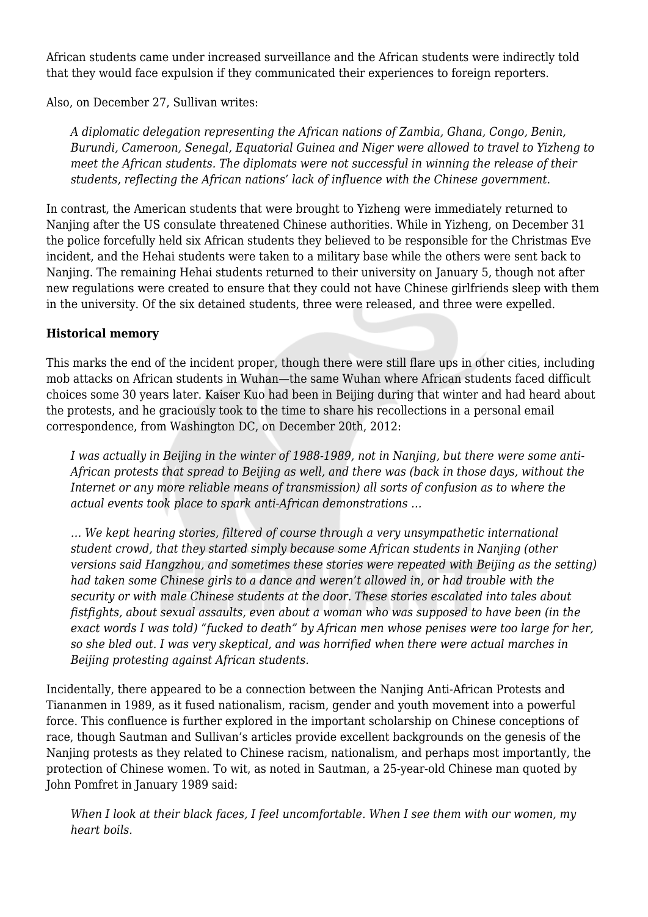African students came under increased surveillance and the African students were indirectly told that they would face expulsion if they communicated their experiences to foreign reporters.

Also, on December 27, Sullivan writes:

> *A diplomatic delegation representing the African nations of Zambia, Ghana, Congo, Benin, Burundi, Cameroon, Senegal, Equatorial Guinea and Niger were allowed to travel to Yizheng to meet the African students. The diplomats were not successful in winning the release of their students, reflecting the African nations' lack of influence with the Chinese government.*

In contrast, the American students that were brought to Yizheng were immediately returned to Nanjing after the US consulate threatened Chinese authorities. While in Yizheng, on December 31 the police forcefully held six African students they believed to be responsible for the Christmas Eve incident, and the Hehai students were taken to a military base while the others were sent back to Nanjing. The remaining Hehai students returned to their university on January 5, though not after new regulations were created to ensure that they could not have Chinese girlfriends sleep with them in the university. Of the six detained students, three were released, and three were expelled.

**Historical memory**

This marks the end of the incident proper, though there were still flare ups in other cities, including mob attacks on African students in Wuhan—the same Wuhan where African students faced difficult choices some 30 years later. Kaiser Kuo had been in Beijing during that winter and had heard about the protests, and he graciously took to the time to share his recollections in a personal email correspondence, from Washington DC, on December 20th, 2012:

> *I was actually in Beijing in the winter of 1988-1989, not in Nanjing, but there were some anti-African protests that spread to Beijing as well, and there was (back in those days, without the Internet or any more reliable means of transmission) all sorts of confusion as to where the actual events took place to spark anti-African demonstrations …*
>
> *… We kept hearing stories, filtered of course through a very unsympathetic international student crowd, that they started simply because some African students in Nanjing (other versions said Hangzhou, and sometimes these stories were repeated with Beijing as the setting) had taken some Chinese girls to a dance and weren't allowed in, or had trouble with the security or with male Chinese students at the door. These stories escalated into tales about fistfights, about sexual assaults, even about a woman who was supposed to have been (in the exact words I was told) "fucked to death" by African men whose penises were too large for her, so she bled out. I was very skeptical, and was horrified when there were actual marches in Beijing protesting against African students.*

Incidentally, there appeared to be a connection between the Nanjing Anti-African Protests and Tiananmen in 1989, as it fused nationalism, racism, gender and youth movement into a powerful force. This confluence is further explored in the important scholarship on Chinese conceptions of race, though Sautman and Sullivan's articles provide excellent backgrounds on the genesis of the Nanjing protests as they related to Chinese racism, nationalism, and perhaps most importantly, the protection of Chinese women. To wit, as noted in Sautman, a 25-year-old Chinese man quoted by John Pomfret in January 1989 said:

> *When I look at their black faces, I feel uncomfortable. When I see them with our women, my heart boils.*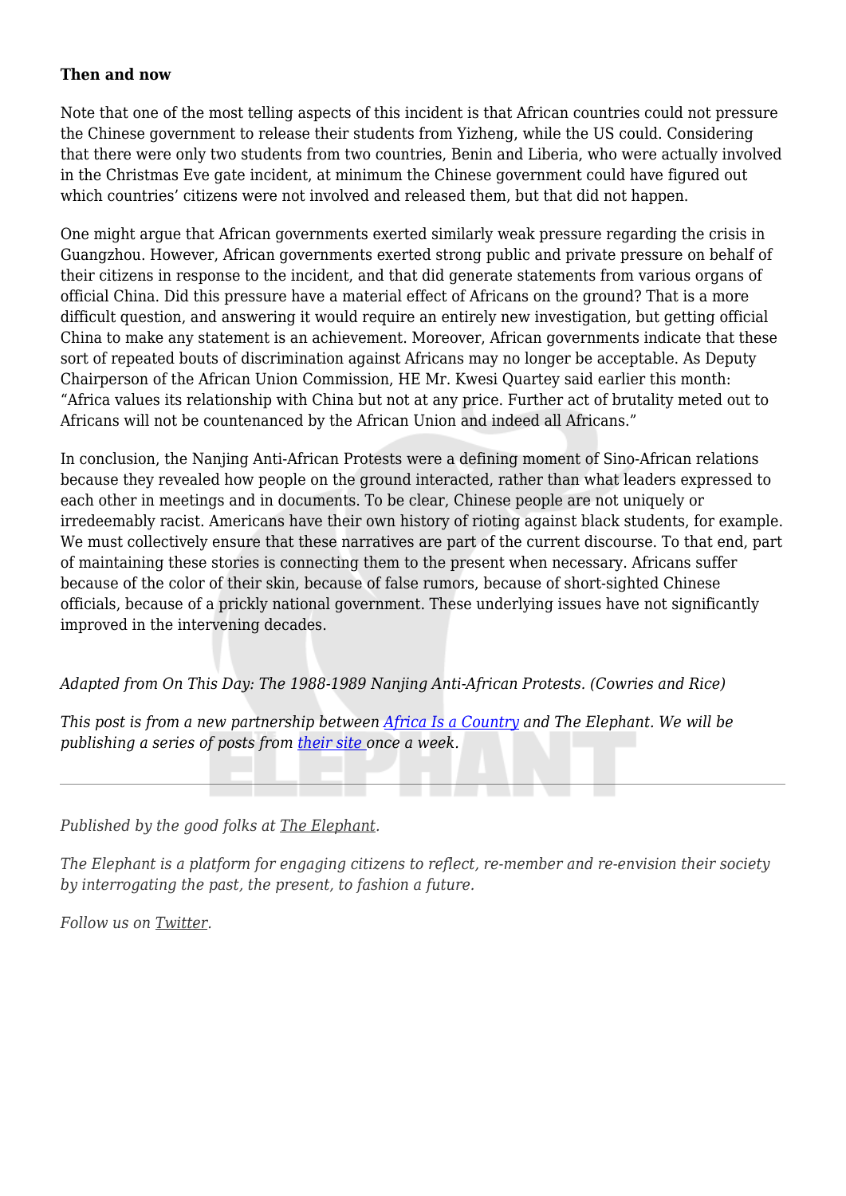**Then and now**

Note that one of the most telling aspects of this incident is that African countries could not pressure the Chinese government to release their students from Yizheng, while the US could. Considering that there were only two students from two countries, Benin and Liberia, who were actually involved in the Christmas Eve gate incident, at minimum the Chinese government could have figured out which countries' citizens were not involved and released them, but that did not happen.

One might argue that African governments exerted similarly weak pressure regarding the crisis in Guangzhou. However, African governments exerted strong public and private pressure on behalf of their citizens in response to the incident, and that did generate statements from various organs of official China. Did this pressure have a material effect of Africans on the ground? That is a more difficult question, and answering it would require an entirely new investigation, but getting official China to make any statement is an achievement. Moreover, African governments indicate that these sort of repeated bouts of discrimination against Africans may no longer be acceptable. As Deputy Chairperson of the African Union Commission, HE Mr. Kwesi Quartey said earlier this month: "Africa values its relationship with China but not at any price. Further act of brutality meted out to Africans will not be countenanced by the African Union and indeed all Africans."

In conclusion, the Nanjing Anti-African Protests were a defining moment of Sino-African relations because they revealed how people on the ground interacted, rather than what leaders expressed to each other in meetings and in documents. To be clear, Chinese people are not uniquely or irredeemably racist. Americans have their own history of rioting against black students, for example. We must collectively ensure that these narratives are part of the current discourse. To that end, part of maintaining these stories is connecting them to the present when necessary. Africans suffer because of the color of their skin, because of false rumors, because of short-sighted Chinese officials, because of a prickly national government. These underlying issues have not significantly improved in the intervening decades.

*Adapted from On This Day: The 1988-1989 Nanjing Anti-African Protests. (Cowries and Rice)*

*This post is from a new partnership between [Africa Is a Country]() and The Elephant. We will be publishing a series of posts from [their site]() once a week.*

---

*Published by the good folks at [The Elephant]().*

*The Elephant is a platform for engaging citizens to reflect, re-member and re-envision their society by interrogating the past, the present, to fashion a future.*

*Follow us on [Twitter]().*